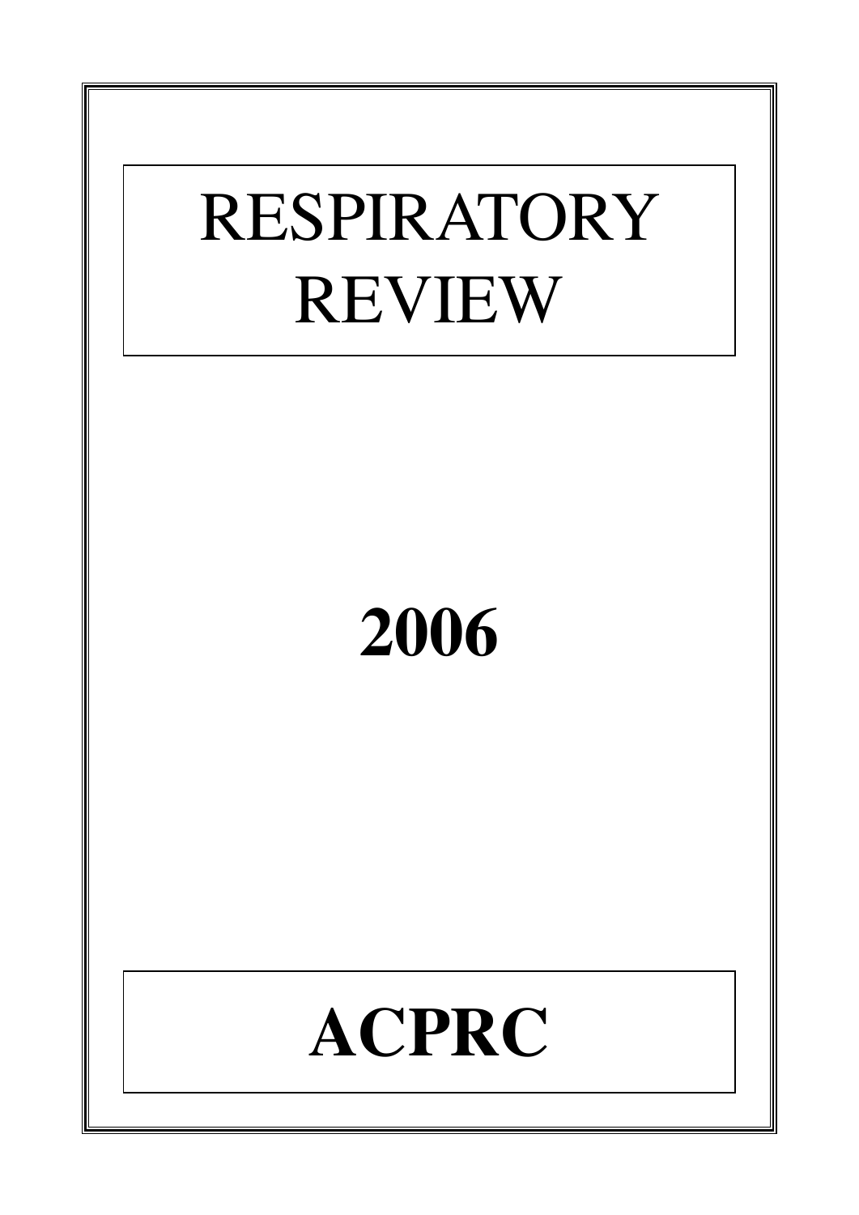# RESPIRATORY REVIEW

# 2006

# ACPRC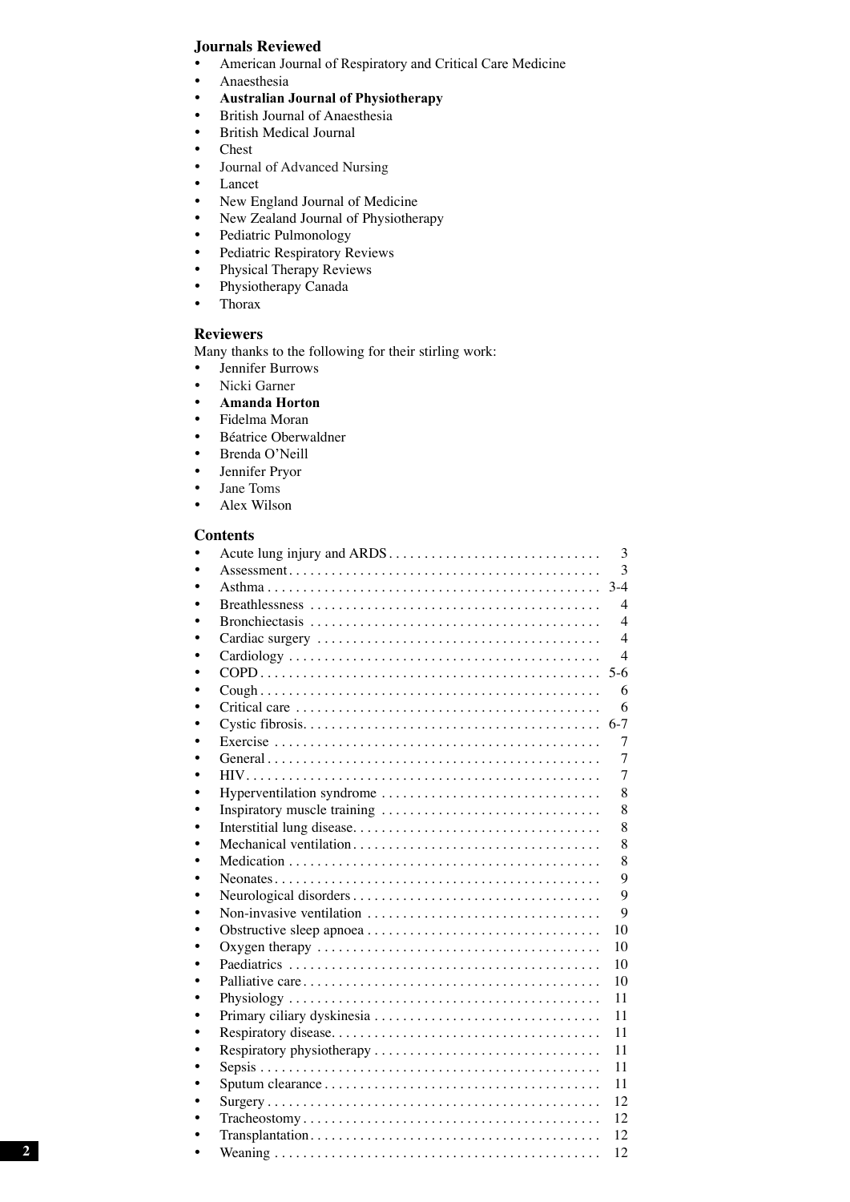## Journals Reviewed

- American Journal of Respiratory and Critical Care Medicine
- Anaesthesia
- **Australian Journal of Physiotherapy**
- British Journal of Anaesthesia
- British Medical Journal
- Chest
- Journal of Advanced Nursing
- Lancet
- New England Journal of Medicine
- New Zealand Journal of Physiotherapy
- Pediatric Pulmonology
- Pediatric Respiratory Reviews
- Physical Therapy Reviews
- Physiotherapy Canada
- Thorax

## Reviewers

Many thanks to the following for their stirling work:

- Jennifer Burrows
- Nicki Garner
- **Amanda Horton**
- Fidelma Moran
- Béatrice Oberwaldner
- Brenda O'Neill
- Jennifer Pryor
- Jane Toms
- Alex Wilson

## Contents

- Acute lung injury and ARDS .......... 3
- Assessment .......... 3
- Asthma .......... 3-4
- Breathlessness .......... 4
- Bronchiectasis .......... 4
- Cardiac surgery .......... 4
- Cardiology .......... 4
- COPD .......... 5-6
- Cough .......... 6
- Critical care .......... 6
- Cystic fibrosis .......... 6-7
- Exercise .......... 7
- General .......... 7
- HIV .......... 7
- Hyperventilation syndrome .......... 8
- Inspiratory muscle training .......... 8
- Interstitial lung disease .......... 8
- Mechanical ventilation .......... 8
- Medication .......... 8
- Neonates .......... 9
- Neurological disorders .......... 9
- Non-invasive ventilation .......... 9
- Obstructive sleep apnoea .......... 10
- Oxygen therapy .......... 10
- Paediatrics .......... 10
- Palliative care .......... 10
- Physiology .......... 11
- Primary ciliary dyskinesia .......... 11
- Respiratory disease .......... 11
- Respiratory physiotherapy .......... 11
- Sepsis .......... 11
- Sputum clearance .......... 11
- Surgery .......... 12
- Tracheostomy .......... 12
- Transplantation .......... 12
- Weaning .......... 12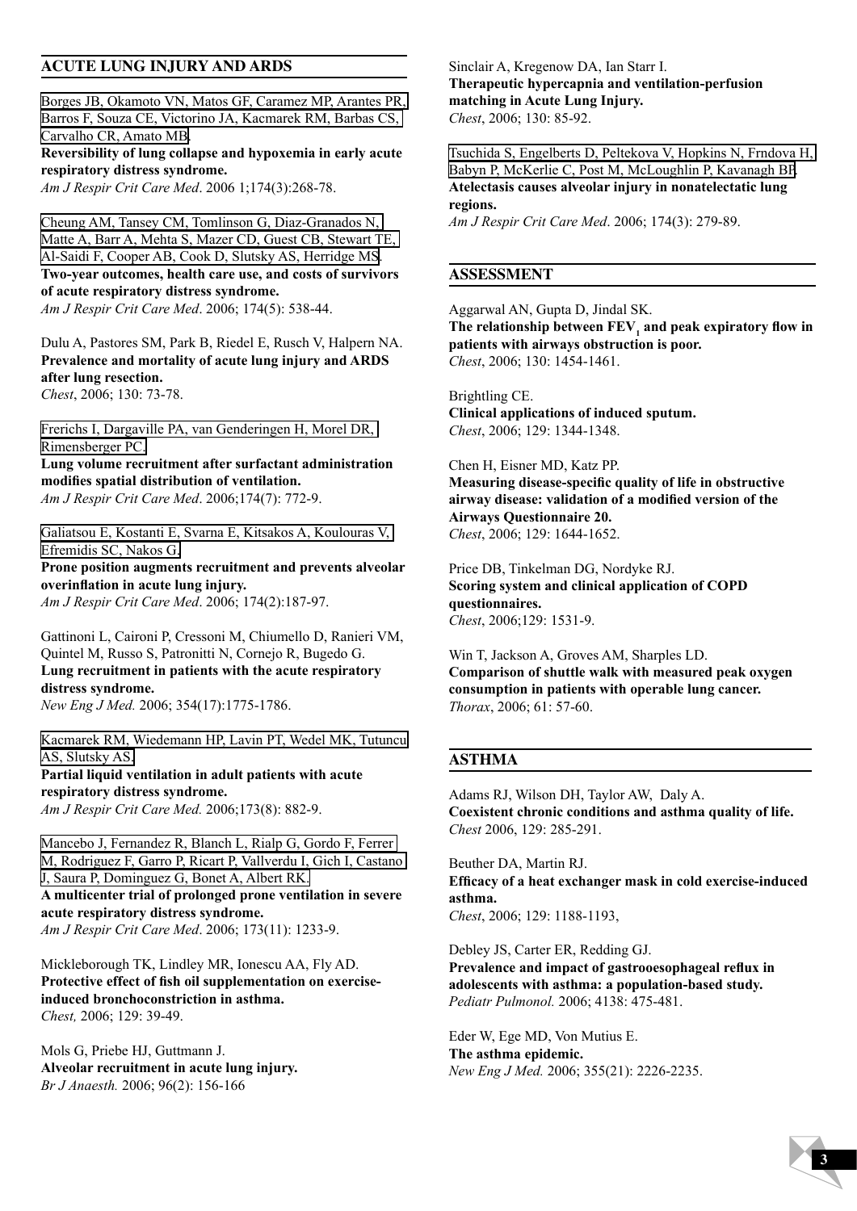## ACUTE LUNG INJURY AND ARDS

Borges JB, Okamoto VN, Matos GF, Caramez MP, Arantes PR, Barros F, Souza CE, Victorino JA, Kacmarek RM, Barbas CS, Carvalho CR, Amato MB.
**Reversibility of lung collapse and hypoxemia in early acute respiratory distress syndrome.**
*Am J Respir Crit Care Med*. 2006 1;174(3):268-78.

Cheung AM, Tansey CM, Tomlinson G, Diaz-Granados N, Matte A, Barr A, Mehta S, Mazer CD, Guest CB, Stewart TE, Al-Saidi F, Cooper AB, Cook D, Slutsky AS, Herridge MS.
**Two-year outcomes, health care use, and costs of survivors of acute respiratory distress syndrome.**
*Am J Respir Crit Care Med*. 2006; 174(5): 538-44.

Dulu A, Pastores SM, Park B, Riedel E, Rusch V, Halpern NA.
**Prevalence and mortality of acute lung injury and ARDS after lung resection.**
*Chest*, 2006; 130: 73-78.

Frerichs I, Dargaville PA, van Genderingen H, Morel DR, Rimensberger PC.
**Lung volume recruitment after surfactant administration modifies spatial distribution of ventilation.**
*Am J Respir Crit Care Med*. 2006;174(7): 772-9.

Galiatsou E, Kostanti E, Svarna E, Kitsakos A, Koulouras V, Efremidis SC, Nakos G.
**Prone position augments recruitment and prevents alveolar overinflation in acute lung injury.**
*Am J Respir Crit Care Med*. 2006; 174(2):187-97.

Gattinoni L, Caironi P, Cressoni M, Chiumello D, Ranieri VM, Quintel M, Russo S, Patronitti N, Cornejo R, Bugedo G.
**Lung recruitment in patients with the acute respiratory distress syndrome.**
*New Eng J Med.* 2006; 354(17):1775-1786.

Kacmarek RM, Wiedemann HP, Lavin PT, Wedel MK, Tutuncu AS, Slutsky AS.
**Partial liquid ventilation in adult patients with acute respiratory distress syndrome.**
*Am J Respir Crit Care Med.* 2006;173(8): 882-9.

Mancebo J, Fernandez R, Blanch L, Rialp G, Gordo F, Ferrer M, Rodriguez F, Garro P, Ricart P, Vallverdu I, Gich I, Castano J, Saura P, Dominguez G, Bonet A, Albert RK.
**A multicenter trial of prolonged prone ventilation in severe acute respiratory distress syndrome.**
*Am J Respir Crit Care Med*. 2006; 173(11): 1233-9.

Mickleborough TK, Lindley MR, Ionescu AA, Fly AD.
**Protective effect of fish oil supplementation on exercise-induced bronchoconstriction in asthma.**
*Chest,* 2006; 129: 39-49.

Mols G, Priebe HJ, Guttmann J.
**Alveolar recruitment in acute lung injury.**
*Br J Anaesth.* 2006; 96(2): 156-166

Sinclair A, Kregenow DA, Ian Starr I.
**Therapeutic hypercapnia and ventilation-perfusion matching in Acute Lung Injury.**
*Chest*, 2006; 130: 85-92.

Tsuchida S, Engelberts D, Peltekova V, Hopkins N, Frndova H, Babyn P, McKerlie C, Post M, McLoughlin P, Kavanagh BP.
**Atelectasis causes alveolar injury in nonatelectatic lung regions.**
*Am J Respir Crit Care Med*. 2006; 174(3): 279-89.

## ASSESSMENT

Aggarwal AN, Gupta D, Jindal SK.
**The relationship between $FEV_1$ and peak expiratory flow in patients with airways obstruction is poor.**
*Chest*, 2006; 130: 1454-1461.

Brightling CE.
**Clinical applications of induced sputum.**
*Chest*, 2006; 129: 1344-1348.

Chen H, Eisner MD, Katz PP.
**Measuring disease-specific quality of life in obstructive airway disease: validation of a modified version of the Airways Questionnaire 20.**
*Chest*, 2006; 129: 1644-1652.

Price DB, Tinkelman DG, Nordyke RJ.
**Scoring system and clinical application of COPD questionnaires.**
*Chest*, 2006;129: 1531-9.

Win T, Jackson A, Groves AM, Sharples LD.
**Comparison of shuttle walk with measured peak oxygen consumption in patients with operable lung cancer.**
*Thorax*, 2006; 61: 57-60.

## ASTHMA

Adams RJ, Wilson DH, Taylor AW, Daly A.
**Coexistent chronic conditions and asthma quality of life.**
*Chest* 2006, 129: 285-291.

Beuther DA, Martin RJ.
**Efficacy of a heat exchanger mask in cold exercise-induced asthma.**
*Chest*, 2006; 129: 1188-1193,

Debley JS, Carter ER, Redding GJ.
**Prevalence and impact of gastrooesophageal reflux in adolescents with asthma: a population-based study.**
*Pediatr Pulmonol.* 2006; 4138: 475-481.

Eder W, Ege MD, Von Mutius E.
**The asthma epidemic.**
*New Eng J Med.* 2006; 355(21): 2226-2235.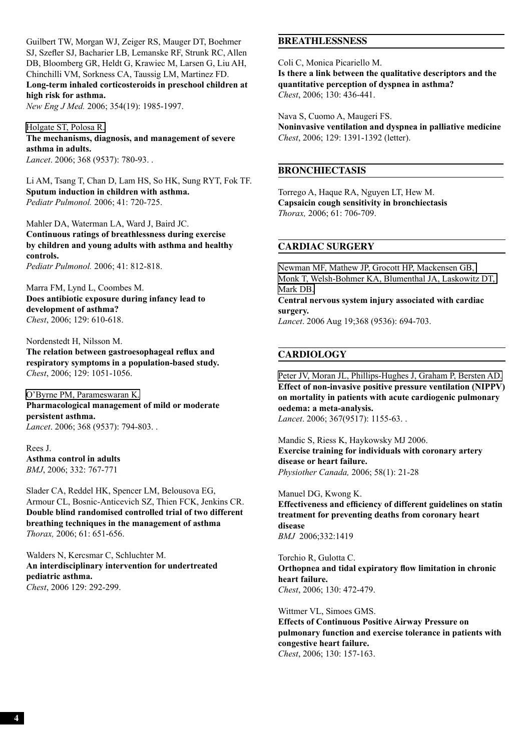Guilbert TW, Morgan WJ, Zeiger RS, Mauger DT, Boehmer SJ, Szefler SJ, Bacharier LB, Lemanske RF, Strunk RC, Allen DB, Bloomberg GR, Heldt G, Krawiec M, Larsen G, Liu AH, Chinchilli VM, Sorkness CA, Taussig LM, Martinez FD.
**Long-term inhaled corticosteroids in preschool children at high risk for asthma.**
*New Eng J Med.* 2006; 354(19): 1985-1997.

Holgate ST, Polosa R.
**The mechanisms, diagnosis, and management of severe asthma in adults.**
*Lancet*. 2006; 368 (9537): 780-93. .

Li AM, Tsang T, Chan D, Lam HS, So HK, Sung RYT, Fok TF.
**Sputum induction in children with asthma.**
*Pediatr Pulmonol.* 2006; 41: 720-725.

Mahler DA, Waterman LA, Ward J, Baird JC.
**Continuous ratings of breathlessness during exercise by children and young adults with asthma and healthy controls.**
*Pediatr Pulmonol.* 2006; 41: 812-818.

Marra FM, Lynd L, Coombes M.
**Does antibiotic exposure during infancy lead to development of asthma?**
*Chest*, 2006; 129: 610-618.

Nordenstedt H, Nilsson M.
**The relation between gastroesophageal reflux and respiratory symptoms in a population-based study.**
*Chest*, 2006; 129: 1051-1056.

O'Byrne PM, Parameswaran K.
**Pharmacological management of mild or moderate persistent asthma.**
*Lancet*. 2006; 368 (9537): 794-803. .

Rees J.
**Asthma control in adults**
*BMJ*, 2006; 332: 767-771

Slader CA, Reddel HK, Spencer LM, Belousova EG, Armour CL, Bosnic-Anticevich SZ, Thien FCK, Jenkins CR.
**Double blind randomised controlled trial of two different breathing techniques in the management of asthma**
*Thorax,* 2006; 61: 651-656.

Walders N, Kercsmar C, Schluchter M.
**An interdisciplinary intervention for undertreated pediatric asthma.**
*Chest*, 2006 129: 292-299.

## BREATHLESSNESS

Coli C, Monica Picariello M.
**Is there a link between the qualitative descriptors and the quantitative perception of dyspnea in asthma?**
*Chest*, 2006; 130: 436-441.

Nava S, Cuomo A, Maugeri FS.
**Noninvasive ventilation and dyspnea in palliative medicine**
*Chest*, 2006; 129: 1391-1392 (letter).

## BRONCHIECTASIS

Torrego A, Haque RA, Nguyen LT, Hew M.
**Capsaicin cough sensitivity in bronchiectasis**
*Thorax,* 2006; 61: 706-709.

## CARDIAC SURGERY

Newman MF, Mathew JP, Grocott HP, Mackensen GB, Monk T, Welsh-Bohmer KA, Blumenthal JA, Laskowitz DT, Mark DB.
**Central nervous system injury associated with cardiac surgery.**
*Lancet*. 2006 Aug 19;368 (9536): 694-703.

## CARDIOLOGY

Peter JV, Moran JL, Phillips-Hughes J, Graham P, Bersten AD.
**Effect of non-invasive positive pressure ventilation (NIPPV) on mortality in patients with acute cardiogenic pulmonary oedema: a meta-analysis.**
*Lancet*. 2006; 367(9517): 1155-63. .

Mandic S, Riess K, Haykowsky MJ 2006.
**Exercise training for individuals with coronary artery disease or heart failure.**
*Physiother Canada,* 2006; 58(1): 21-28

Manuel DG, Kwong K.
**Effectiveness and efficiency of different guidelines on statin treatment for preventing deaths from coronary heart disease**
*BMJ* 2006;332:1419

Torchio R, Gulotta C.
**Orthopnea and tidal expiratory flow limitation in chronic heart failure.**
*Chest*, 2006; 130: 472-479.

Wittmer VL, Simoes GMS.
**Effects of Continuous Positive Airway Pressure on pulmonary function and exercise tolerance in patients with congestive heart failure.**
*Chest*, 2006; 130: 157-163.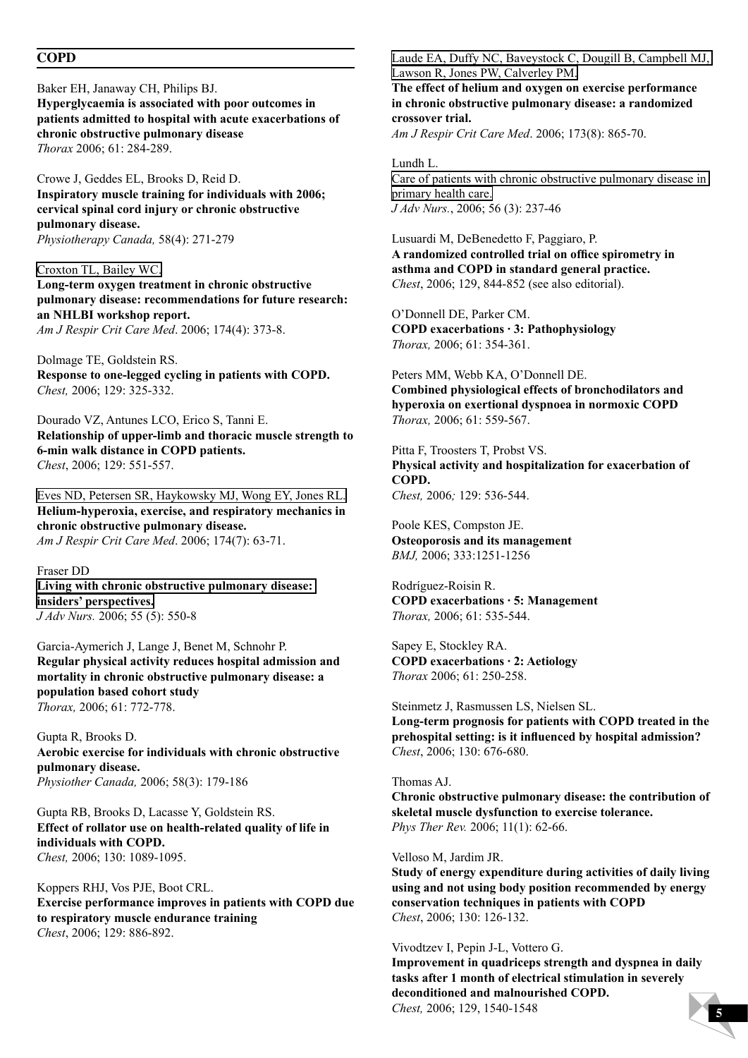## COPD

Baker EH, Janaway CH, Philips BJ.
**Hyperglycaemia is associated with poor outcomes in patients admitted to hospital with acute exacerbations of chronic obstructive pulmonary disease**
*Thorax* 2006; 61: 284-289.

Crowe J, Geddes EL, Brooks D, Reid D.
**Inspiratory muscle training for individuals with 2006; cervical spinal cord injury or chronic obstructive pulmonary disease.**
*Physiotherapy Canada,* 58(4): 271-279

Croxton TL, Bailey WC.
**Long-term oxygen treatment in chronic obstructive pulmonary disease: recommendations for future research: an NHLBI workshop report.**
*Am J Respir Crit Care Med*. 2006; 174(4): 373-8.

Dolmage TE, Goldstein RS.
**Response to one-legged cycling in patients with COPD.**
*Chest,* 2006; 129: 325-332.

Dourado VZ, Antunes LCO, Erico S, Tanni E.
**Relationship of upper-limb and thoracic muscle strength to 6-min walk distance in COPD patients.**
*Chest*, 2006; 129: 551-557.

Eves ND, Petersen SR, Haykowsky MJ, Wong EY, Jones RL.
**Helium-hyperoxia, exercise, and respiratory mechanics in chronic obstructive pulmonary disease.**
*Am J Respir Crit Care Med*. 2006; 174(7): 63-71.

Fraser DD
**Living with chronic obstructive pulmonary disease: insiders' perspectives.**
*J Adv Nurs.* 2006; 55 (5): 550-8

Garcia-Aymerich J, Lange J, Benet M, Schnohr P.
**Regular physical activity reduces hospital admission and mortality in chronic obstructive pulmonary disease: a population based cohort study**
*Thorax,* 2006; 61: 772-778.

Gupta R, Brooks D.
**Aerobic exercise for individuals with chronic obstructive pulmonary disease.**
*Physiother Canada,* 2006; 58(3): 179-186

Gupta RB, Brooks D, Lacasse Y, Goldstein RS.
**Effect of rollator use on health-related quality of life in individuals with COPD.**
*Chest,* 2006; 130: 1089-1095.

Koppers RHJ, Vos PJE, Boot CRL.
**Exercise performance improves in patients with COPD due to respiratory muscle endurance training**
*Chest*, 2006; 129: 886-892.

Laude EA, Duffy NC, Baveystock C, Dougill B, Campbell MJ, Lawson R, Jones PW, Calverley PM.
**The effect of helium and oxygen on exercise performance in chronic obstructive pulmonary disease: a randomized crossover trial.**
*Am J Respir Crit Care Med*. 2006; 173(8): 865-70.

Lundh L.
Care of patients with chronic obstructive pulmonary disease in primary health care.
*J Adv Nurs.*, 2006; 56 (3): 237-46

Lusuardi M, DeBenedetto F, Paggiaro, P.
**A randomized controlled trial on office spirometry in asthma and COPD in standard general practice.**
*Chest*, 2006; 129, 844-852 (see also editorial).

O'Donnell DE, Parker CM.
**COPD exacerbations · 3: Pathophysiology**
*Thorax,* 2006; 61: 354-361.

Peters MM, Webb KA, O'Donnell DE.
**Combined physiological effects of bronchodilators and hyperoxia on exertional dyspnoea in normoxic COPD**
*Thorax,* 2006; 61: 559-567.

Pitta F, Troosters T, Probst VS.
**Physical activity and hospitalization for exacerbation of COPD.**
*Chest,* 2006*;* 129: 536-544.

Poole KES, Compston JE.
**Osteoporosis and its management**
*BMJ,* 2006; 333:1251-1256

Rodríguez-Roisin R.
**COPD exacerbations · 5: Management**
*Thorax,* 2006; 61: 535-544.

Sapey E, Stockley RA.
**COPD exacerbations · 2: Aetiology**
*Thorax* 2006; 61: 250-258.

Steinmetz J, Rasmussen LS, Nielsen SL.
**Long-term prognosis for patients with COPD treated in the prehospital setting: is it influenced by hospital admission?**
*Chest*, 2006; 130: 676-680.

Thomas AJ.
**Chronic obstructive pulmonary disease: the contribution of skeletal muscle dysfunction to exercise tolerance.**
*Phys Ther Rev.* 2006; 11(1): 62-66.

Velloso M, Jardim JR.
**Study of energy expenditure during activities of daily living using and not using body position recommended by energy conservation techniques in patients with COPD**
*Chest*, 2006; 130: 126-132.

Vivodtzev I, Pepin J-L, Vottero G.
**Improvement in quadriceps strength and dyspnea in daily tasks after 1 month of electrical stimulation in severely deconditioned and malnourished COPD.**
*Chest,* 2006; 129, 1540-1548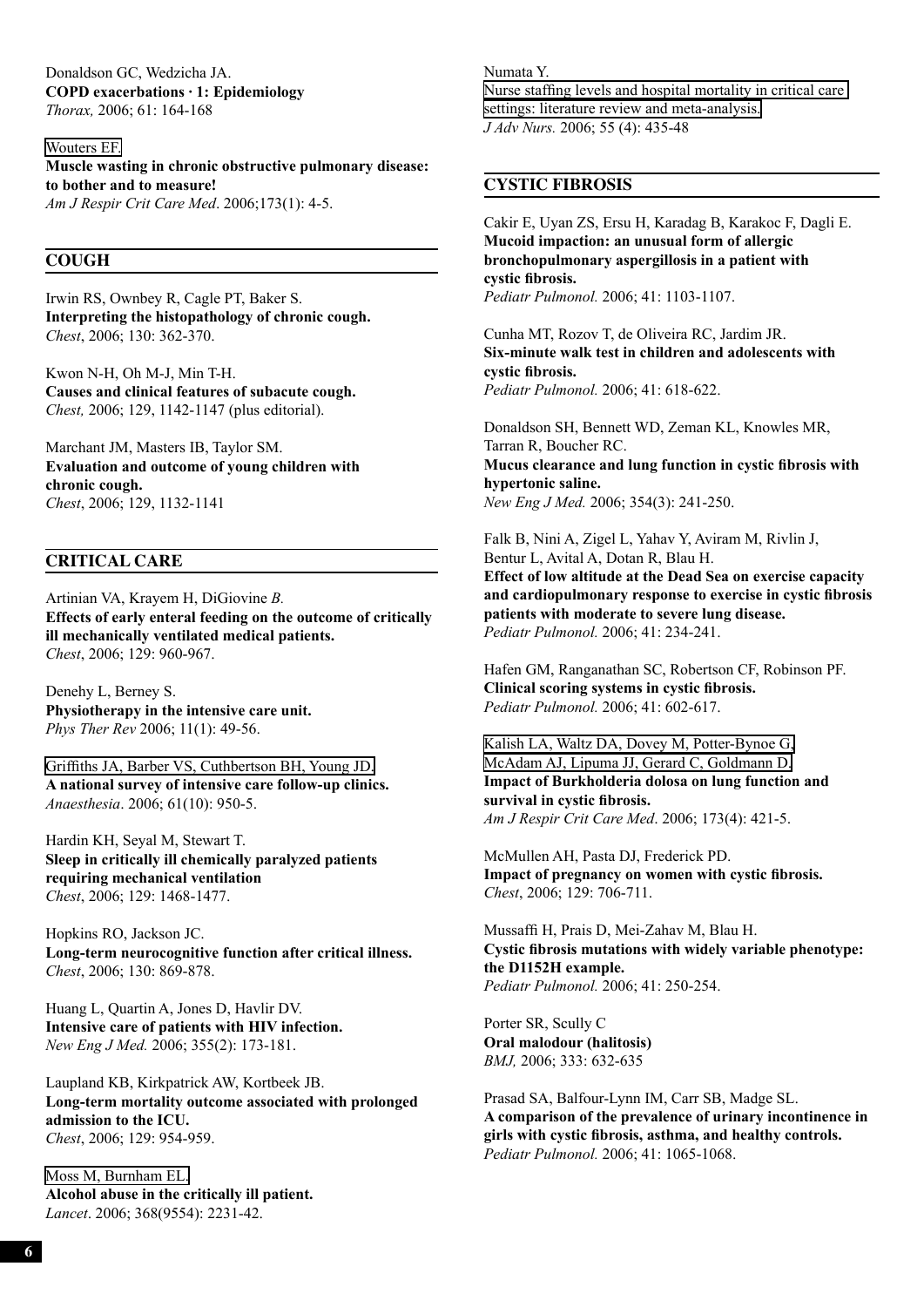Donaldson GC, Wedzicha JA.
**COPD exacerbations · 1: Epidemiology**
*Thorax,* 2006; 61: 164-168

Wouters EF.
**Muscle wasting in chronic obstructive pulmonary disease: to bother and to measure!**
*Am J Respir Crit Care Med*. 2006;173(1): 4-5.

## COUGH

Irwin RS, Ownbey R, Cagle PT, Baker S.
**Interpreting the histopathology of chronic cough.**
*Chest*, 2006; 130: 362-370.

Kwon N-H, Oh M-J, Min T-H.
**Causes and clinical features of subacute cough.**
*Chest,* 2006; 129, 1142-1147 (plus editorial).

Marchant JM, Masters IB, Taylor SM.
**Evaluation and outcome of young children with chronic cough.**
*Chest*, 2006; 129, 1132-1141

## CRITICAL CARE

Artinian VA, Krayem H, DiGiovine *B.*
**Effects of early enteral feeding on the outcome of critically ill mechanically ventilated medical patients.**
*Chest*, 2006; 129: 960-967.

Denehy L, Berney S.
**Physiotherapy in the intensive care unit.**
*Phys Ther Rev* 2006; 11(1): 49-56.

Griffiths JA, Barber VS, Cuthbertson BH, Young JD.
**A national survey of intensive care follow-up clinics.**
*Anaesthesia*. 2006; 61(10): 950-5.

Hardin KH, Seyal M, Stewart T.
**Sleep in critically ill chemically paralyzed patients requiring mechanical ventilation**
*Chest*, 2006; 129: 1468-1477.

Hopkins RO, Jackson JC.
**Long-term neurocognitive function after critical illness.**
*Chest*, 2006; 130: 869-878.

Huang L, Quartin A, Jones D, Havlir DV.
**Intensive care of patients with HIV infection.**
*New Eng J Med.* 2006; 355(2): 173-181.

Laupland KB, Kirkpatrick AW, Kortbeek JB.
**Long-term mortality outcome associated with prolonged admission to the ICU.**
*Chest*, 2006; 129: 954-959.

Moss M, Burnham EL.
**Alcohol abuse in the critically ill patient.**
*Lancet*. 2006; 368(9554): 2231-42.

Numata Y.
Nurse staffing levels and hospital mortality in critical care settings: literature review and meta-analysis.
*J Adv Nurs.* 2006; 55 (4): 435-48

## CYSTIC FIBROSIS

Cakir E, Uyan ZS, Ersu H, Karadag B, Karakoc F, Dagli E.
**Mucoid impaction: an unusual form of allergic bronchopulmonary aspergillosis in a patient with cystic fibrosis.**
*Pediatr Pulmonol.* 2006; 41: 1103-1107.

Cunha MT, Rozov T, de Oliveira RC, Jardim JR.
**Six-minute walk test in children and adolescents with cystic fibrosis.**
*Pediatr Pulmonol.* 2006; 41: 618-622.

Donaldson SH, Bennett WD, Zeman KL, Knowles MR, Tarran R, Boucher RC.
**Mucus clearance and lung function in cystic fibrosis with hypertonic saline.**
*New Eng J Med.* 2006; 354(3): 241-250.

Falk B, Nini A, Zigel L, Yahav Y, Aviram M, Rivlin J, Bentur L, Avital A, Dotan R, Blau H.
**Effect of low altitude at the Dead Sea on exercise capacity and cardiopulmonary response to exercise in cystic fibrosis patients with moderate to severe lung disease.**
*Pediatr Pulmonol.* 2006; 41: 234-241.

Hafen GM, Ranganathan SC, Robertson CF, Robinson PF.
**Clinical scoring systems in cystic fibrosis.**
*Pediatr Pulmonol.* 2006; 41: 602-617.

Kalish LA, Waltz DA, Dovey M, Potter-Bynoe G, McAdam AJ, Lipuma JJ, Gerard C, Goldmann D.
**Impact of Burkholderia dolosa on lung function and survival in cystic fibrosis.**
*Am J Respir Crit Care Med*. 2006; 173(4): 421-5.

McMullen AH, Pasta DJ, Frederick PD.
**Impact of pregnancy on women with cystic fibrosis.**
*Chest*, 2006; 129: 706-711.

Mussaffi H, Prais D, Mei-Zahav M, Blau H.
**Cystic fibrosis mutations with widely variable phenotype: the D1152H example.**
*Pediatr Pulmonol.* 2006; 41: 250-254.

Porter SR, Scully C
**Oral malodour (halitosis)**
*BMJ,* 2006; 333: 632-635

Prasad SA, Balfour-Lynn IM, Carr SB, Madge SL.
**A comparison of the prevalence of urinary incontinence in girls with cystic fibrosis, asthma, and healthy controls.**
*Pediatr Pulmonol.* 2006; 41: 1065-1068.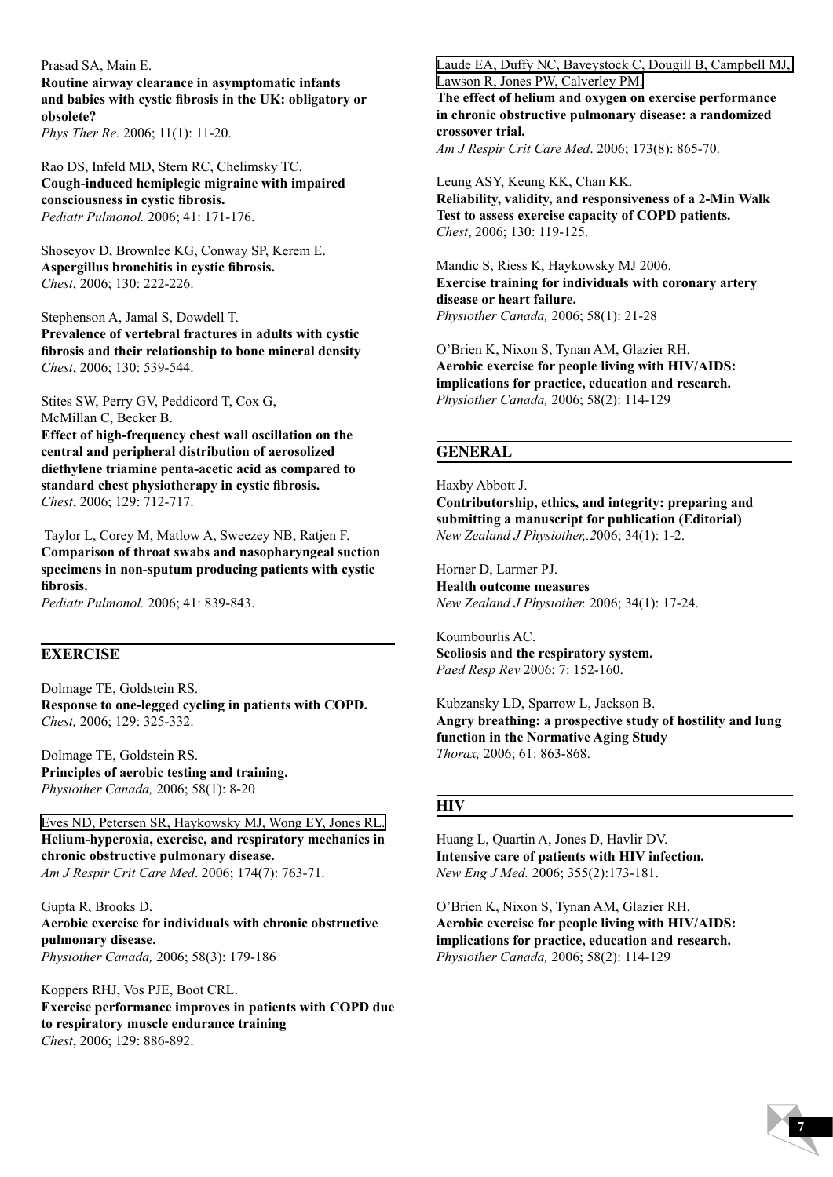Prasad SA, Main E.
**Routine airway clearance in asymptomatic infants and babies with cystic fibrosis in the UK: obligatory or obsolete?**
*Phys Ther Re.* 2006; 11(1): 11-20.

Rao DS, Infeld MD, Stern RC, Chelimsky TC.
**Cough-induced hemiplegic migraine with impaired consciousness in cystic fibrosis.**
*Pediatr Pulmonol.* 2006; 41: 171-176.

Shoseyov D, Brownlee KG, Conway SP, Kerem E.
**Aspergillus bronchitis in cystic fibrosis.**
*Chest*, 2006; 130: 222-226.

Stephenson A, Jamal S, Dowdell T.
**Prevalence of vertebral fractures in adults with cystic fibrosis and their relationship to bone mineral density**
*Chest*, 2006; 130: 539-544.

Stites SW, Perry GV, Peddicord T, Cox G, McMillan C, Becker B.
**Effect of high-frequency chest wall oscillation on the central and peripheral distribution of aerosolized diethylene triamine penta-acetic acid as compared to standard chest physiotherapy in cystic fibrosis.**
*Chest*, 2006; 129: 712-717.

Taylor L, Corey M, Matlow A, Sweezey NB, Ratjen F.
**Comparison of throat swabs and nasopharyngeal suction specimens in non-sputum producing patients with cystic fibrosis.**
*Pediatr Pulmonol.* 2006; 41: 839-843.

## EXERCISE

Dolmage TE, Goldstein RS.
**Response to one-legged cycling in patients with COPD.**
*Chest,* 2006; 129: 325-332.

Dolmage TE, Goldstein RS.
**Principles of aerobic testing and training.**
*Physiother Canada,* 2006; 58(1): 8-20

Eves ND, Petersen SR, Haykowsky MJ, Wong EY, Jones RL.
**Helium-hyperoxia, exercise, and respiratory mechanics in chronic obstructive pulmonary disease.**
*Am J Respir Crit Care Med*. 2006; 174(7): 763-71.

Gupta R, Brooks D.
**Aerobic exercise for individuals with chronic obstructive pulmonary disease.**
*Physiother Canada,* 2006; 58(3): 179-186

Koppers RHJ, Vos PJE, Boot CRL.
**Exercise performance improves in patients with COPD due to respiratory muscle endurance training**
*Chest*, 2006; 129: 886-892.

Laude EA, Duffy NC, Baveystock C, Dougill B, Campbell MJ, Lawson R, Jones PW, Calverley PM.
**The effect of helium and oxygen on exercise performance in chronic obstructive pulmonary disease: a randomized crossover trial.**
*Am J Respir Crit Care Med*. 2006; 173(8): 865-70.

Leung ASY, Keung KK, Chan KK.
**Reliability, validity, and responsiveness of a 2-Min Walk Test to assess exercise capacity of COPD patients.**
*Chest*, 2006; 130: 119-125.

Mandic S, Riess K, Haykowsky MJ 2006.
**Exercise training for individuals with coronary artery disease or heart failure.**
*Physiother Canada,* 2006; 58(1): 21-28

O'Brien K, Nixon S, Tynan AM, Glazier RH.
**Aerobic exercise for people living with HIV/AIDS: implications for practice, education and research.**
*Physiother Canada,* 2006; 58(2): 114-129

## GENERAL

Haxby Abbott J.
**Contributorship, ethics, and integrity: preparing and submitting a manuscript for publication (Editorial)**
*New Zealand J Physiother,.2*006; 34(1): 1-2.

Horner D, Larmer PJ.
**Health outcome measures**
*New Zealand J Physiother.* 2006; 34(1): 17-24.

Koumbourlis AC.
**Scoliosis and the respiratory system.**
*Paed Resp Rev* 2006; 7: 152-160.

Kubzansky LD, Sparrow L, Jackson B.
**Angry breathing: a prospective study of hostility and lung function in the Normative Aging Study**
*Thorax,* 2006; 61: 863-868.

## HIV

Huang L, Quartin A, Jones D, Havlir DV.
**Intensive care of patients with HIV infection.**
*New Eng J Med.* 2006; 355(2):173-181.

O'Brien K, Nixon S, Tynan AM, Glazier RH.
**Aerobic exercise for people living with HIV/AIDS: implications for practice, education and research.**
*Physiother Canada,* 2006; 58(2): 114-129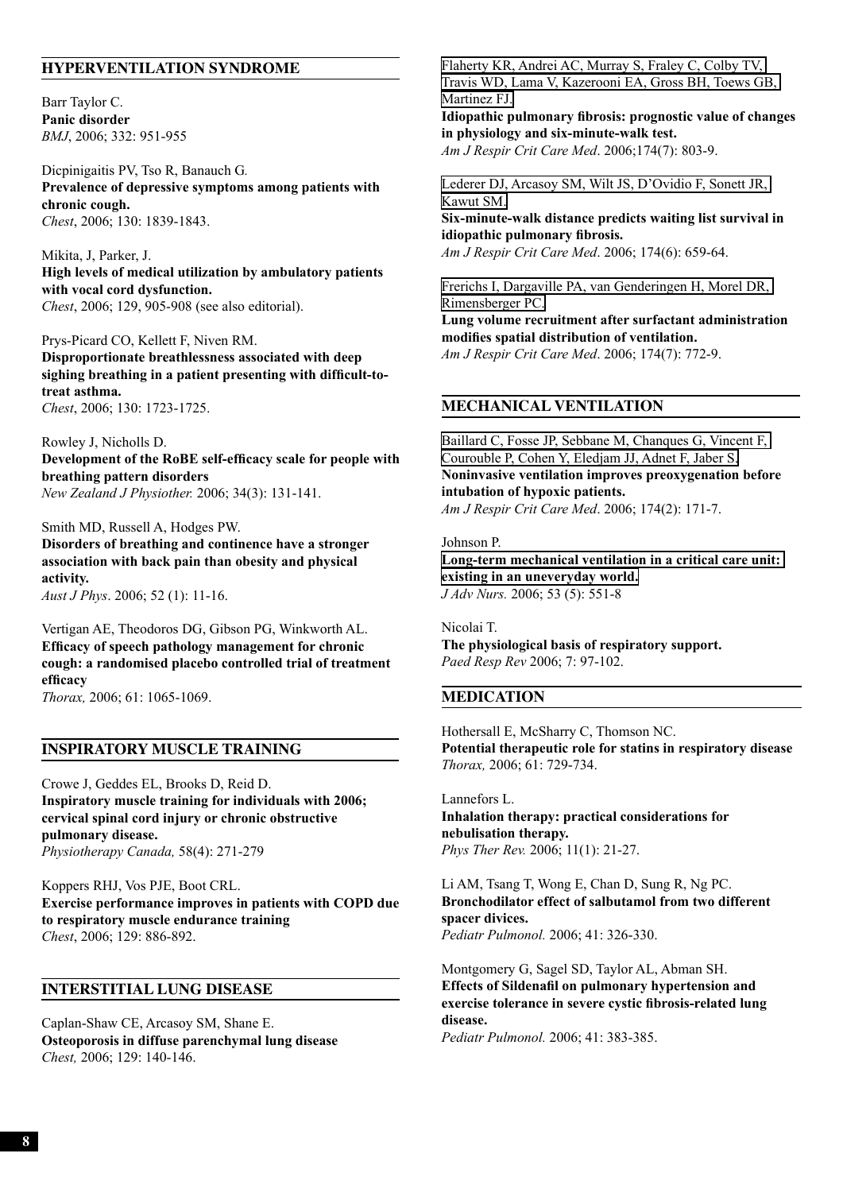## HYPERVENTILATION SYNDROME

Barr Taylor C.
**Panic disorder**
*BMJ*, 2006; 332: 951-955

Dicpinigaitis PV, Tso R, Banauch G.
**Prevalence of depressive symptoms among patients with chronic cough.**
*Chest*, 2006; 130: 1839-1843.

Mikita, J, Parker, J.
**High levels of medical utilization by ambulatory patients with vocal cord dysfunction.**
*Chest*, 2006; 129, 905-908 (see also editorial).

Prys-Picard CO, Kellett F, Niven RM.
**Disproportionate breathlessness associated with deep sighing breathing in a patient presenting with difficult-to-treat asthma.**
*Chest*, 2006; 130: 1723-1725.

Rowley J, Nicholls D.
**Development of the RoBE self-efficacy scale for people with breathing pattern disorders**
*New Zealand J Physiother.* 2006; 34(3): 131-141.

Smith MD, Russell A, Hodges PW.
**Disorders of breathing and continence have a stronger association with back pain than obesity and physical activity.**
*Aust J Phys*. 2006; 52 (1): 11-16.

Vertigan AE, Theodoros DG, Gibson PG, Winkworth AL.
**Efficacy of speech pathology management for chronic cough: a randomised placebo controlled trial of treatment efficacy**
*Thorax,* 2006; 61: 1065-1069.

## INSPIRATORY MUSCLE TRAINING

Crowe J, Geddes EL, Brooks D, Reid D.
**Inspiratory muscle training for individuals with 2006; cervical spinal cord injury or chronic obstructive pulmonary disease.**
*Physiotherapy Canada,* 58(4): 271-279

Koppers RHJ, Vos PJE, Boot CRL.
**Exercise performance improves in patients with COPD due to respiratory muscle endurance training**
*Chest*, 2006; 129: 886-892.

## INTERSTITIAL LUNG DISEASE

Caplan-Shaw CE, Arcasoy SM, Shane E.
**Osteoporosis in diffuse parenchymal lung disease**
*Chest,* 2006; 129: 140-146.

Flaherty KR, Andrei AC, Murray S, Fraley C, Colby TV, Travis WD, Lama V, Kazerooni EA, Gross BH, Toews GB, Martinez FJ.
**Idiopathic pulmonary fibrosis: prognostic value of changes in physiology and six-minute-walk test.**
*Am J Respir Crit Care Med*. 2006;174(7): 803-9.

Lederer DJ, Arcasoy SM, Wilt JS, D'Ovidio F, Sonett JR, Kawut SM.
**Six-minute-walk distance predicts waiting list survival in idiopathic pulmonary fibrosis.**
*Am J Respir Crit Care Med*. 2006; 174(6): 659-64.

Frerichs I, Dargaville PA, van Genderingen H, Morel DR, Rimensberger PC.
**Lung volume recruitment after surfactant administration modifies spatial distribution of ventilation.**
*Am J Respir Crit Care Med*. 2006; 174(7): 772-9.

## MECHANICAL VENTILATION

Baillard C, Fosse JP, Sebbane M, Chanques G, Vincent F, Courouble P, Cohen Y, Eledjam JJ, Adnet F, Jaber S.
**Noninvasive ventilation improves preoxygenation before intubation of hypoxic patients.**
*Am J Respir Crit Care Med*. 2006; 174(2): 171-7.

Johnson P.
**Long-term mechanical ventilation in a critical care unit: existing in an uneveryday world.**
*J Adv Nurs.* 2006; 53 (5): 551-8

Nicolai T.
**The physiological basis of respiratory support.**
*Paed Resp Rev* 2006; 7: 97-102.

## MEDICATION

Hothersall E, McSharry C, Thomson NC.
**Potential therapeutic role for statins in respiratory disease**
*Thorax,* 2006; 61: 729-734.

Lannefors L.
**Inhalation therapy: practical considerations for nebulisation therapy.**
*Phys Ther Rev.* 2006; 11(1): 21-27.

Li AM, Tsang T, Wong E, Chan D, Sung R, Ng PC.
**Bronchodilator effect of salbutamol from two different spacer divices.**
*Pediatr Pulmonol.* 2006; 41: 326-330.

Montgomery G, Sagel SD, Taylor AL, Abman SH.
**Effects of Sildenafil on pulmonary hypertension and exercise tolerance in severe cystic fibrosis-related lung disease.**
*Pediatr Pulmonol.* 2006; 41: 383-385.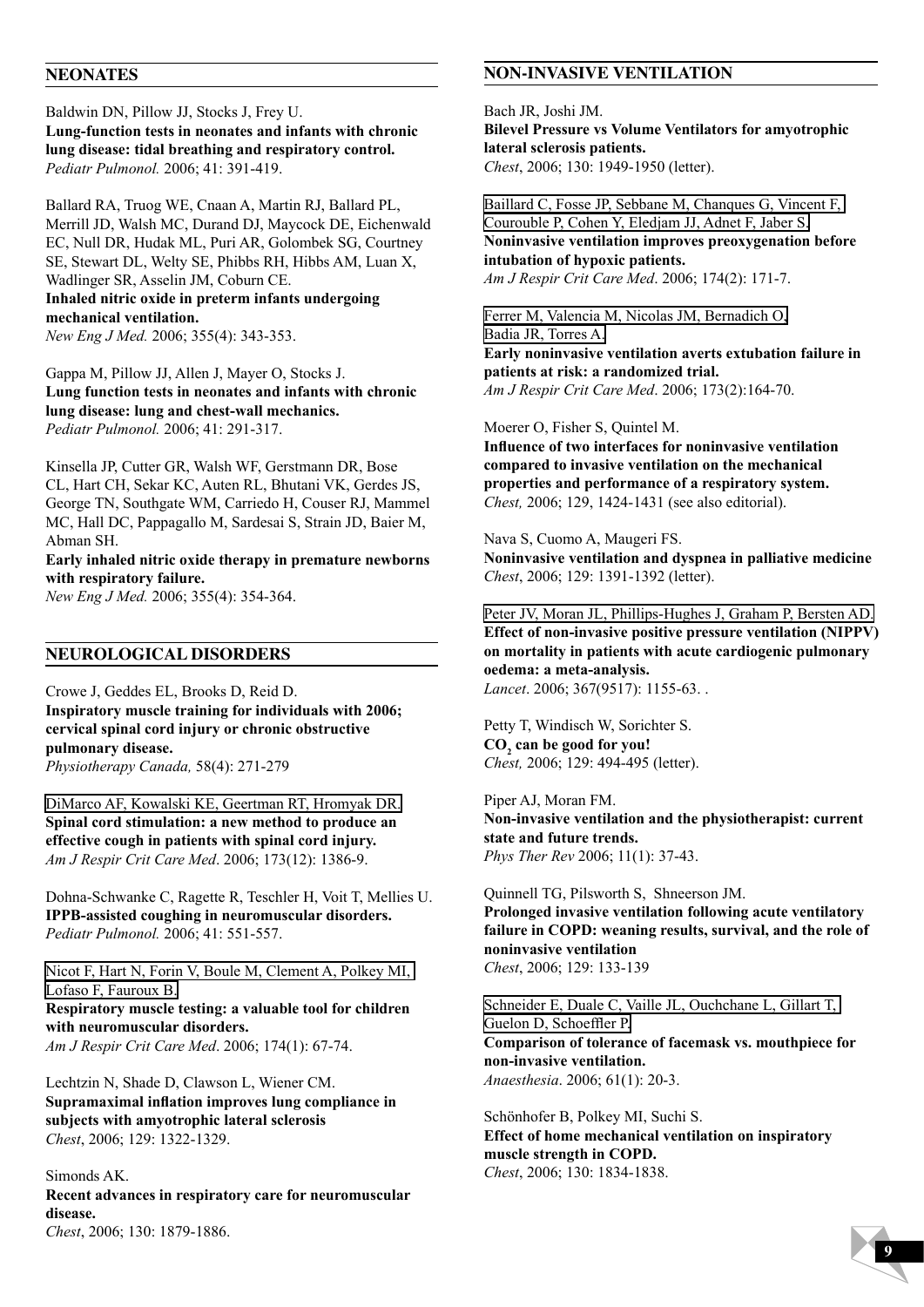## NEONATES

Baldwin DN, Pillow JJ, Stocks J, Frey U.
**Lung-function tests in neonates and infants with chronic lung disease: tidal breathing and respiratory control.**
*Pediatr Pulmonol.* 2006; 41: 391-419.

Ballard RA, Truog WE, Cnaan A, Martin RJ, Ballard PL, Merrill JD, Walsh MC, Durand DJ, Maycock DE, Eichenwald EC, Null DR, Hudak ML, Puri AR, Golombek SG, Courtney SE, Stewart DL, Welty SE, Phibbs RH, Hibbs AM, Luan X, Wadlinger SR, Asselin JM, Coburn CE.
**Inhaled nitric oxide in preterm infants undergoing mechanical ventilation.**
*New Eng J Med.* 2006; 355(4): 343-353.

Gappa M, Pillow JJ, Allen J, Mayer O, Stocks J.
**Lung function tests in neonates and infants with chronic lung disease: lung and chest-wall mechanics.**
*Pediatr Pulmonol.* 2006; 41: 291-317.

Kinsella JP, Cutter GR, Walsh WF, Gerstmann DR, Bose CL, Hart CH, Sekar KC, Auten RL, Bhutani VK, Gerdes JS, George TN, Southgate WM, Carriedo H, Couser RJ, Mammel MC, Hall DC, Pappagallo M, Sardesai S, Strain JD, Baier M, Abman SH.
**Early inhaled nitric oxide therapy in premature newborns with respiratory failure.**
*New Eng J Med.* 2006; 355(4): 354-364.

## NEUROLOGICAL DISORDERS

Crowe J, Geddes EL, Brooks D, Reid D.
**Inspiratory muscle training for individuals with 2006; cervical spinal cord injury or chronic obstructive pulmonary disease.**
*Physiotherapy Canada,* 58(4): 271-279

DiMarco AF, Kowalski KE, Geertman RT, Hromyak DR.
**Spinal cord stimulation: a new method to produce an effective cough in patients with spinal cord injury.**
*Am J Respir Crit Care Med*. 2006; 173(12): 1386-9.

Dohna-Schwanke C, Ragette R, Teschler H, Voit T, Mellies U.
**IPPB-assisted coughing in neuromuscular disorders.**
*Pediatr Pulmonol.* 2006; 41: 551-557.

Nicot F, Hart N, Forin V, Boule M, Clement A, Polkey MI, Lofaso F, Fauroux B.
**Respiratory muscle testing: a valuable tool for children with neuromuscular disorders.**
*Am J Respir Crit Care Med*. 2006; 174(1): 67-74.

Lechtzin N, Shade D, Clawson L, Wiener CM.
**Supramaximal inflation improves lung compliance in subjects with amyotrophic lateral sclerosis**
*Chest*, 2006; 129: 1322-1329.

Simonds AK.
**Recent advances in respiratory care for neuromuscular disease.**
*Chest*, 2006; 130: 1879-1886.

## NON-INVASIVE VENTILATION

Bach JR, Joshi JM.
**Bilevel Pressure vs Volume Ventilators for amyotrophic lateral sclerosis patients.**
*Chest*, 2006; 130: 1949-1950 (letter).

Baillard C, Fosse JP, Sebbane M, Chanques G, Vincent F, Courouble P, Cohen Y, Eledjam JJ, Adnet F, Jaber S.
**Noninvasive ventilation improves preoxygenation before intubation of hypoxic patients.**
*Am J Respir Crit Care Med*. 2006; 174(2): 171-7.

Ferrer M, Valencia M, Nicolas JM, Bernadich O, Badia JR, Torres A.
**Early noninvasive ventilation averts extubation failure in patients at risk: a randomized trial.**
*Am J Respir Crit Care Med*. 2006; 173(2):164-70.

Moerer O, Fisher S, Quintel M.
**Influence of two interfaces for noninvasive ventilation compared to invasive ventilation on the mechanical properties and performance of a respiratory system.**
*Chest,* 2006; 129, 1424-1431 (see also editorial).

Nava S, Cuomo A, Maugeri FS.
**Noninvasive ventilation and dyspnea in palliative medicine**
*Chest*, 2006; 129: 1391-1392 (letter).

Peter JV, Moran JL, Phillips-Hughes J, Graham P, Bersten AD.
**Effect of non-invasive positive pressure ventilation (NIPPV) on mortality in patients with acute cardiogenic pulmonary oedema: a meta-analysis.**
*Lancet*. 2006; 367(9517): 1155-63. .

Petty T, Windisch W, Sorichter S.
**$CO_2$ can be good for you!**
*Chest,* 2006; 129: 494-495 (letter).

Piper AJ, Moran FM.
**Non-invasive ventilation and the physiotherapist: current state and future trends.**
*Phys Ther Rev* 2006; 11(1): 37-43.

Quinnell TG, Pilsworth S, Shneerson JM.
**Prolonged invasive ventilation following acute ventilatory failure in COPD: weaning results, survival, and the role of noninvasive ventilation**
*Chest*, 2006; 129: 133-139

Schneider E, Duale C, Vaille JL, Ouchchane L, Gillart T, Guelon D, Schoeffler P.
**Comparison of tolerance of facemask vs. mouthpiece for non-invasive ventilation.**
*Anaesthesia*. 2006; 61(1): 20-3.

Schönhofer B, Polkey MI, Suchi S.
**Effect of home mechanical ventilation on inspiratory muscle strength in COPD.**
*Chest*, 2006; 130: 1834-1838.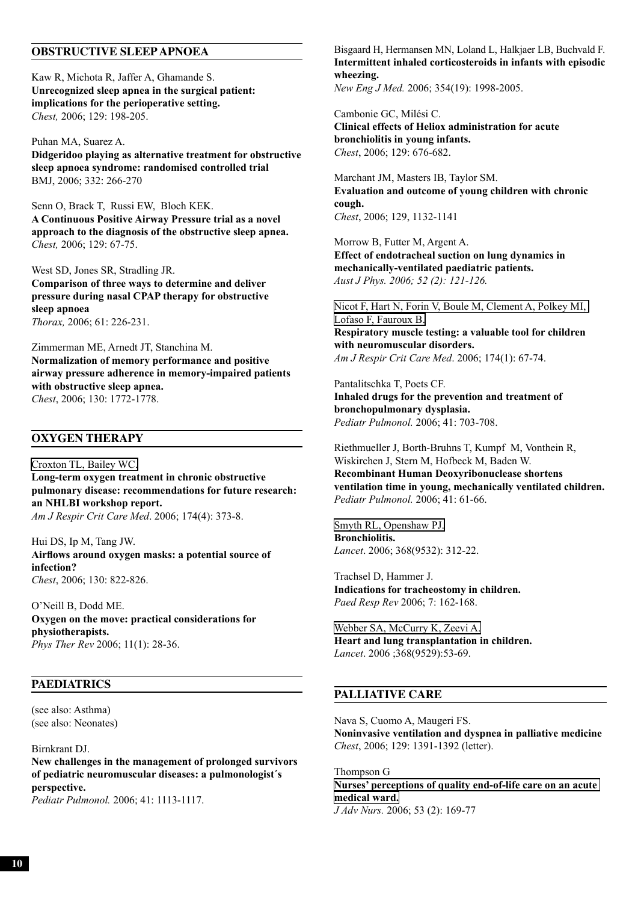## OBSTRUCTIVE SLEEP APNOEA

Kaw R, Michota R, Jaffer A, Ghamande S.
**Unrecognized sleep apnea in the surgical patient: implications for the perioperative setting.**
*Chest,* 2006; 129: 198-205.

Puhan MA, Suarez A.
**Didgeridoo playing as alternative treatment for obstructive sleep apnoea syndrome: randomised controlled trial**
BMJ, 2006; 332: 266-270

Senn O, Brack T, Russi EW, Bloch KEK.
**A Continuous Positive Airway Pressure trial as a novel approach to the diagnosis of the obstructive sleep apnea.**
*Chest,* 2006; 129: 67-75.

West SD, Jones SR, Stradling JR.
**Comparison of three ways to determine and deliver pressure during nasal CPAP therapy for obstructive sleep apnoea**
*Thorax,* 2006; 61: 226-231.

Zimmerman ME, Arnedt JT, Stanchina M.
**Normalization of memory performance and positive airway pressure adherence in memory-impaired patients with obstructive sleep apnea.**
*Chest*, 2006; 130: 1772-1778.

## OXYGEN THERAPY

Croxton TL, Bailey WC.
**Long-term oxygen treatment in chronic obstructive pulmonary disease: recommendations for future research: an NHLBI workshop report.**
*Am J Respir Crit Care Med*. 2006; 174(4): 373-8.

Hui DS, Ip M, Tang JW.
**Airflows around oxygen masks: a potential source of infection?**
*Chest*, 2006; 130: 822-826.

O'Neill B, Dodd ME.
**Oxygen on the move: practical considerations for physiotherapists.**
*Phys Ther Rev* 2006; 11(1): 28-36.

## PAEDIATRICS

(see also: Asthma)
(see also: Neonates)

Birnkrant DJ.
**New challenges in the management of prolonged survivors of pediatric neuromuscular diseases: a pulmonologist´s perspective.**
*Pediatr Pulmonol.* 2006; 41: 1113-1117.

Bisgaard H, Hermansen MN, Loland L, Halkjaer LB, Buchvald F.
**Intermittent inhaled corticosteroids in infants with episodic wheezing.**
*New Eng J Med.* 2006; 354(19): 1998-2005.

Cambonie GC, Milési C.
**Clinical effects of Heliox administration for acute bronchiolitis in young infants.**
*Chest*, 2006; 129: 676-682.

Marchant JM, Masters IB, Taylor SM.
**Evaluation and outcome of young children with chronic cough.**
*Chest*, 2006; 129, 1132-1141

Morrow B, Futter M, Argent A.
**Effect of endotracheal suction on lung dynamics in mechanically-ventilated paediatric patients.**
*Aust J Phys. 2006; 52 (2): 121-126.*

Nicot F, Hart N, Forin V, Boule M, Clement A, Polkey MI, Lofaso F, Fauroux B.
**Respiratory muscle testing: a valuable tool for children with neuromuscular disorders.**
*Am J Respir Crit Care Med*. 2006; 174(1): 67-74.

Pantalitschka T, Poets CF.
**Inhaled drugs for the prevention and treatment of bronchopulmonary dysplasia.**
*Pediatr Pulmonol.* 2006; 41: 703-708.

Riethmueller J, Borth-Bruhns T, Kumpf M, Vonthein R, Wiskirchen J, Stern M, Hofbeck M, Baden W.
**Recombinant Human Deoxyribonuclease shortens ventilation time in young, mechanically ventilated children.**
*Pediatr Pulmonol.* 2006; 41: 61-66.

Smyth RL, Openshaw PJ.
**Bronchiolitis.**
*Lancet*. 2006; 368(9532): 312-22.

Trachsel D, Hammer J.
**Indications for tracheostomy in children.**
*Paed Resp Rev* 2006; 7: 162-168.

Webber SA, McCurry K, Zeevi A.
**Heart and lung transplantation in children.**
*Lancet*. 2006 ;368(9529):53-69.

## PALLIATIVE CARE

Nava S, Cuomo A, Maugeri FS.
**Noninvasive ventilation and dyspnea in palliative medicine**
*Chest*, 2006; 129: 1391-1392 (letter).

Thompson G
**Nurses' perceptions of quality end-of-life care on an acute medical ward.**
*J Adv Nurs.* 2006; 53 (2): 169-77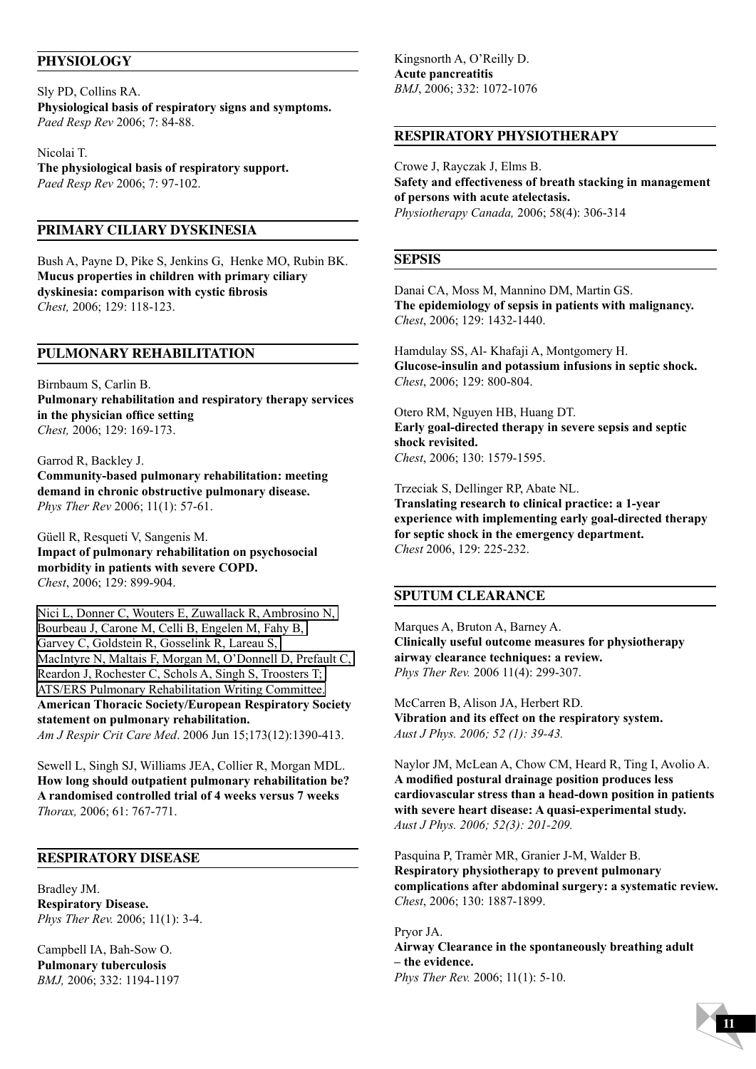## PHYSIOLOGY

Sly PD, Collins RA.
**Physiological basis of respiratory signs and symptoms.**
*Paed Resp Rev* 2006; 7: 84-88.

Nicolai T.
**The physiological basis of respiratory support.**
*Paed Resp Rev* 2006; 7: 97-102.

## PRIMARY CILIARY DYSKINESIA

Bush A, Payne D, Pike S, Jenkins G, Henke MO, Rubin BK.
**Mucus properties in children with primary ciliary dyskinesia: comparison with cystic fibrosis**
*Chest,* 2006; 129: 118-123.

## PULMONARY REHABILITATION

Birnbaum S, Carlin B.
**Pulmonary rehabilitation and respiratory therapy services in the physician office setting**
*Chest,* 2006; 129: 169-173.

Garrod R, Backley J.
**Community-based pulmonary rehabilitation: meeting demand in chronic obstructive pulmonary disease.**
*Phys Ther Rev* 2006; 11(1): 57-61.

Güell R, Resqueti V, Sangenis M.
**Impact of pulmonary rehabilitation on psychosocial morbidity in patients with severe COPD.**
*Chest*, 2006; 129: 899-904.

Nici L, Donner C, Wouters E, Zuwallack R, Ambrosino N, Bourbeau J, Carone M, Celli B, Engelen M, Fahy B, Garvey C, Goldstein R, Gosselink R, Lareau S, MacIntyre N, Maltais F, Morgan M, O'Donnell D, Prefault C, Reardon J, Rochester C, Schols A, Singh S, Troosters T; ATS/ERS Pulmonary Rehabilitation Writing Committee.
**American Thoracic Society/European Respiratory Society statement on pulmonary rehabilitation.**
*Am J Respir Crit Care Med*. 2006 Jun 15;173(12):1390-413.

Sewell L, Singh SJ, Williams JEA, Collier R, Morgan MDL.
**How long should outpatient pulmonary rehabilitation be? A randomised controlled trial of 4 weeks versus 7 weeks**
*Thorax,* 2006; 61: 767-771.

## RESPIRATORY DISEASE

Bradley JM.
**Respiratory Disease.**
*Phys Ther Rev.* 2006; 11(1): 3-4.

Campbell IA, Bah-Sow O.
**Pulmonary tuberculosis**
*BMJ,* 2006; 332: 1194-1197

Kingsnorth A, O'Reilly D.
**Acute pancreatitis**
*BMJ*, 2006; 332: 1072-1076

## RESPIRATORY PHYSIOTHERAPY

Crowe J, Rayczak J, Elms B.
**Safety and effectiveness of breath stacking in management of persons with acute atelectasis.**
*Physiotherapy Canada,* 2006; 58(4): 306-314

## SEPSIS

Danai CA, Moss M, Mannino DM, Martin GS.
**The epidemiology of sepsis in patients with malignancy.**
*Chest*, 2006; 129: 1432-1440.

Hamdulay SS, Al- Khafaji A, Montgomery H.
**Glucose-insulin and potassium infusions in septic shock.**
*Chest*, 2006; 129: 800-804.

Otero RM, Nguyen HB, Huang DT.
**Early goal-directed therapy in severe sepsis and septic shock revisited.**
*Chest*, 2006; 130: 1579-1595.

Trzeciak S, Dellinger RP, Abate NL.
**Translating research to clinical practice: a 1-year experience with implementing early goal-directed therapy for septic shock in the emergency department.**
*Chest* 2006, 129: 225-232.

## SPUTUM CLEARANCE

Marques A, Bruton A, Barney A.
**Clinically useful outcome measures for physiotherapy airway clearance techniques: a review.**
*Phys Ther Rev.* 2006 11(4): 299-307.

McCarren B, Alison JA, Herbert RD.
**Vibration and its effect on the respiratory system.**
*Aust J Phys. 2006; 52 (1): 39-43.*

Naylor JM, McLean A, Chow CM, Heard R, Ting I, Avolio A.
**A modified postural drainage position produces less cardiovascular stress than a head-down position in patients with severe heart disease: A quasi-experimental study.**
*Aust J Phys. 2006; 52(3): 201-209.*

Pasquina P, Tramèr MR, Granier J-M, Walder B.
**Respiratory physiotherapy to prevent pulmonary complications after abdominal surgery: a systematic review.**
*Chest*, 2006; 130: 1887-1899.

Pryor JA.
**Airway Clearance in the spontaneously breathing adult – the evidence.**
*Phys Ther Rev.* 2006; 11(1): 5-10.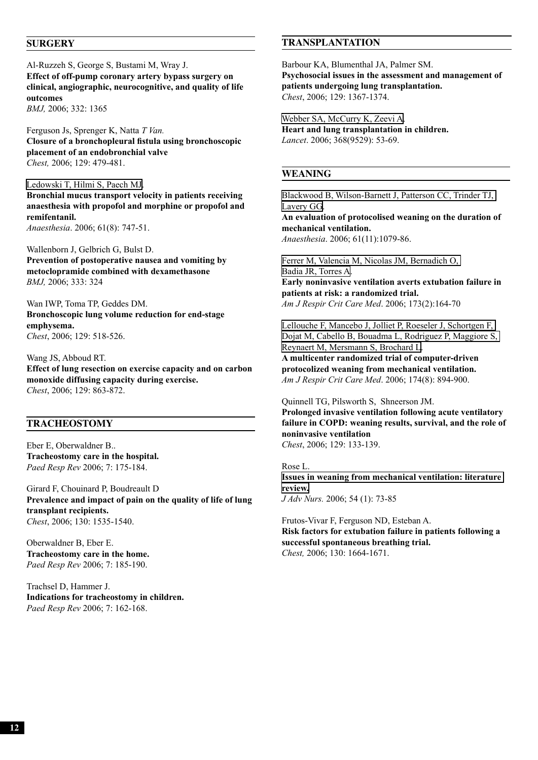## SURGERY

Al-Ruzzeh S, George S, Bustami M, Wray J.
**Effect of off-pump coronary artery bypass surgery on clinical, angiographic, neurocognitive, and quality of life outcomes**
*BMJ,* 2006; 332: 1365

Ferguson Js, Sprenger K, Natta *T Van.*
**Closure of a bronchopleural fistula using bronchoscopic placement of an endobronchial valve**
*Chest,* 2006; 129: 479-481.

Ledowski T, Hilmi S, Paech MJ.
**Bronchial mucus transport velocity in patients receiving anaesthesia with propofol and morphine or propofol and remifentanil.**
*Anaesthesia*. 2006; 61(8): 747-51.

Wallenborn J, Gelbrich G, Bulst D.
**Prevention of postoperative nausea and vomiting by metoclopramide combined with dexamethasone**
*BMJ,* 2006; 333: 324

Wan IWP, Toma TP, Geddes DM.
**Bronchoscopic lung volume reduction for end-stage emphysema.**
*Chest*, 2006; 129: 518-526.

Wang JS, Abboud RT.
**Effect of lung resection on exercise capacity and on carbon monoxide diffusing capacity during exercise.**
*Chest*, 2006; 129: 863-872.

## TRACHEOSTOMY

Eber E, Oberwaldner B..
**Tracheostomy care in the hospital.**
*Paed Resp Rev* 2006; 7: 175-184.

Girard F, Chouinard P, Boudreault D
**Prevalence and impact of pain on the quality of life of lung transplant recipients.**
*Chest*, 2006; 130: 1535-1540.

Oberwaldner B, Eber E.
**Tracheostomy care in the home.**
*Paed Resp Rev* 2006; 7: 185-190.

Trachsel D, Hammer J.
**Indications for tracheostomy in children.**
*Paed Resp Rev* 2006; 7: 162-168.

## TRANSPLANTATION

Barbour KA, Blumenthal JA, Palmer SM.
**Psychosocial issues in the assessment and management of patients undergoing lung transplantation.**
*Chest*, 2006; 129: 1367-1374.

Webber SA, McCurry K, Zeevi A.
**Heart and lung transplantation in children.**
*Lancet*. 2006; 368(9529): 53-69.

## WEANING

Blackwood B, Wilson-Barnett J, Patterson CC, Trinder TJ, Lavery GG.
**An evaluation of protocolised weaning on the duration of mechanical ventilation.**
*Anaesthesia*. 2006; 61(11):1079-86.

Ferrer M, Valencia M, Nicolas JM, Bernadich O, Badia JR, Torres A.
**Early noninvasive ventilation averts extubation failure in patients at risk: a randomized trial.**
*Am J Respir Crit Care Med*. 2006; 173(2):164-70

Lellouche F, Mancebo J, Jolliet P, Roeseler J, Schortgen F, Dojat M, Cabello B, Bouadma L, Rodriguez P, Maggiore S, Reynaert M, Mersmann S, Brochard L.
**A multicenter randomized trial of computer-driven protocolized weaning from mechanical ventilation.**
*Am J Respir Crit Care Med*. 2006; 174(8): 894-900.

Quinnell TG, Pilsworth S, Shneerson JM.
**Prolonged invasive ventilation following acute ventilatory failure in COPD: weaning results, survival, and the role of noninvasive ventilation**
*Chest*, 2006; 129: 133-139.

Rose L.
**Issues in weaning from mechanical ventilation: literature review.**
*J Adv Nurs.* 2006; 54 (1): 73-85

Frutos-Vivar F, Ferguson ND, Esteban A.
**Risk factors for extubation failure in patients following a successful spontaneous breathing trial.**
*Chest,* 2006; 130: 1664-1671.